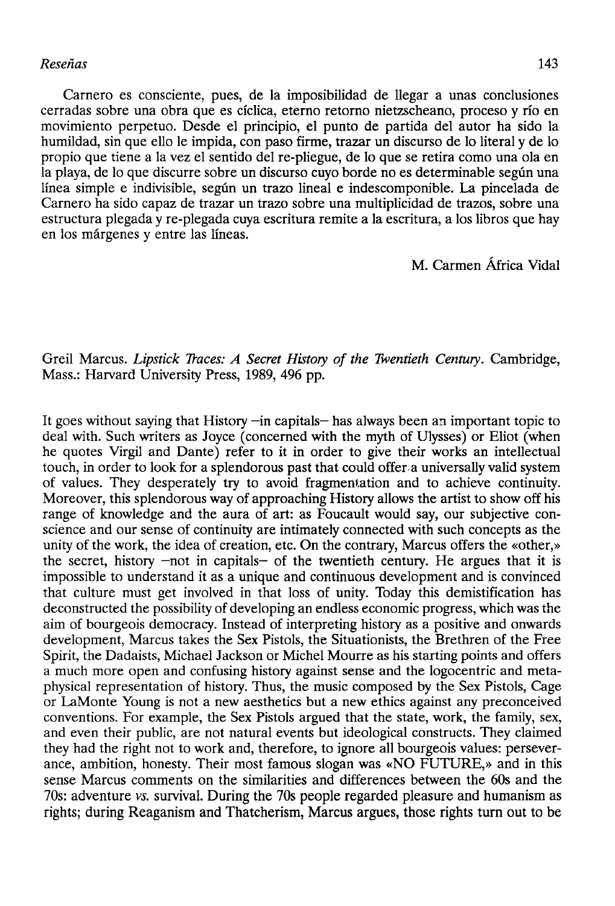Carnero es consciente, pues, de la imposibilidad de llegar a unas conclusiones cerradas sobre una obra que es cíclica, eterno retorno nietzscheano, proceso y río en movimiento perpetuo. Desde el principio, el punto de partida del autor ha sido la humildad, sin que ello le impida, con paso firme, trazar un discurso de lo literal y de lo propio que tiene a la vez el sentido del re-pliegue, de lo que se retira como una ola en la playa, de lo que discurre sobre un discurso cuyo borde no es determinable según una línea simple e indivisible, según un trazo lineal e indescomponible. La pincelada de Carnero ha sido capaz de trazar un trazo sobre una multiplicidad de trazos, sobre una estructura plegada y re-plegada cuya escritura remite a la escritura, a los libros que hay en los márgenes y entre las líneas.

M. Carmen África Vidal

Greil Marcus. *Lipstick Traces: A Secret History of the Twentieth Century*. Cambridge, Mass.: Harvard University Press, 1989, 496 pp.

It goes without saying that History –in capitals– has always been an important topic to deal with. Such writers as Joyce (concerned with the myth of Ulysses) or Eliot (when he quotes Virgil and Dante) refer to it in order to give their works an intellectual touch, in order to look for a splendorous past that could offer a universally valid system of values. They desperately try to avoid fragmentation and to achieve continuity. Moreover, this splendorous way of approaching History allows the artist to show off his range of knowledge and the aura of art: as Foucault would say, our subjective conscience and our sense of continuity are intimately connected with such concepts as the unity of the work, the idea of creation, etc. On the contrary, Marcus offers the «other,» the secret, history –not in capitals– of the twentieth century. He argues that it is impossible to understand it as a unique and continuous development and is convinced that culture must get involved in that loss of unity. Today this demistification has deconstructed the possibility of developing an endless economic progress, which was the aim of bourgeois democracy. Instead of interpreting history as a positive and onwards development, Marcus takes the Sex Pistols, the Situationists, the Brethren of the Free Spirit, the Dadaists, Michael Jackson or Michel Mourre as his starting points and offers a much more open and confusing history against sense and the logocentric and metaphysical representation of history. Thus, the music composed by the Sex Pistols, Cage or LaMonte Young is not a new aesthetics but a new ethics against any preconceived conventions. For example, the Sex Pistols argued that the state, work, the family, sex, and even their public, are not natural events but ideological constructs. They claimed they had the right not to work and, therefore, to ignore all bourgeois values: perseverance, ambition, honesty. Their most famous slogan was «NO FUTURE,» and in this sense Marcus comments on the similarities and differences between the 60s and the 70s: adventure *vs.* survival. During the 70s people regarded pleasure and humanism as rights; during Reaganism and Thatcherism, Marcus argues, those rights turn out to be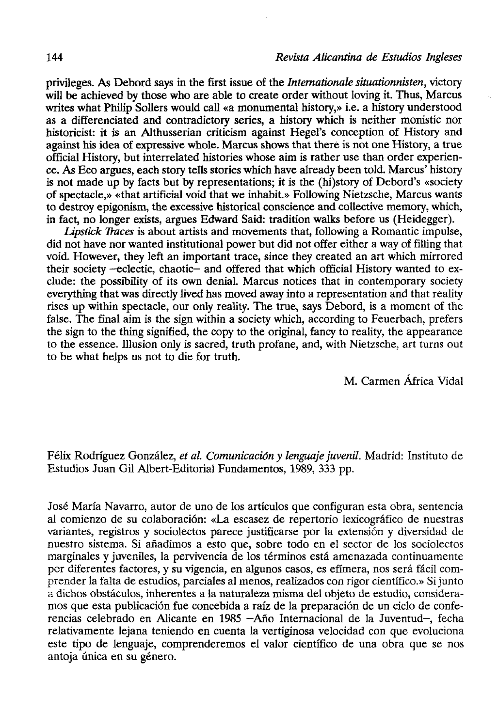privileges. As Debord says in the first issue of the *Internationale situationnisten*, victory will be achieved by those who are able to create order without loving it. Thus, Marcus writes what Philip Sollers would call «a monumental history,» i.e. a history understood as a differenciated and contradictory series, a history which is neither monistic nor historicist: it is an Althusserian criticism against Hegel's conception of History and against his idea of expressive whole. Marcus shows that there is not one History, a true official History, but interrelated histories whose aim is rather use than order experience. As Eco argues, each story tells stories which have already been told. Marcus' history is not made up by facts but by representations; it is the (hi)story of Debord's «society of spectacle,» «that artificial void that we inhabit.» Following Nietzsche, Marcus wants to destroy epigonism, the excessive historical conscience and collective memory, which, in fact, no longer exists, argues Edward Said: tradition walks before us (Heidegger).

*Lipstick Traces* is about artists and movements that, following a Romantic impulse, did not have nor wanted institutional power but did not offer either a way of filling that void. However, they left an important trace, since they created an art which mirrored their society –eclectic, chaotic– and offered that which official History wanted to exclude: the possibility of its own denial. Marcus notices that in contemporary society everything that was directly lived has moved away into a representation and that reality rises up within spectacle, our only reality. The true, says Debord, is a moment of the false. The final aim is the sign within a society which, according to Feuerbach, prefers the sign to the thing signified, the copy to the original, fancy to reality, the appearance to the essence. Illusion only is sacred, truth profane, and, with Nietzsche, art turns out to be what helps us not to die for truth.

M. Carmen África Vidal

Félix Rodríguez González, *et al. Comunicación y lenguaje juvenil*. Madrid: Instituto de Estudios Juan Gil Albert-Editorial Fundamentos, 1989, 333 pp.

José María Navarro, autor de uno de los artículos que configuran esta obra, sentencia al comienzo de su colaboración: «La escasez de repertorio lexicográfico de nuestras variantes, registros y sociolectos parece justificarse por la extensión y diversidad de nuestro sistema. Si añadimos a esto que, sobre todo en el sector de los sociolectos marginales y juveniles, la pervivencia de los términos está amenazada continuamente por diferentes factores, y su vigencia, en algunos casos, es efímera, nos será fácil comprender la falta de estudios, parciales al menos, realizados con rigor científico.» Si junto a dichos obstáculos, inherentes a la naturaleza misma del objeto de estudio, consideramos que esta publicación fue concebida a raíz de la preparación de un ciclo de conferencias celebrado en Alicante en 1985 –Año Internacional de la Juventud–, fecha relativamente lejana teniendo en cuenta la vertiginosa velocidad con que evoluciona este tipo de lenguaje, comprenderemos el valor científico de una obra que se nos antoja única en su género.